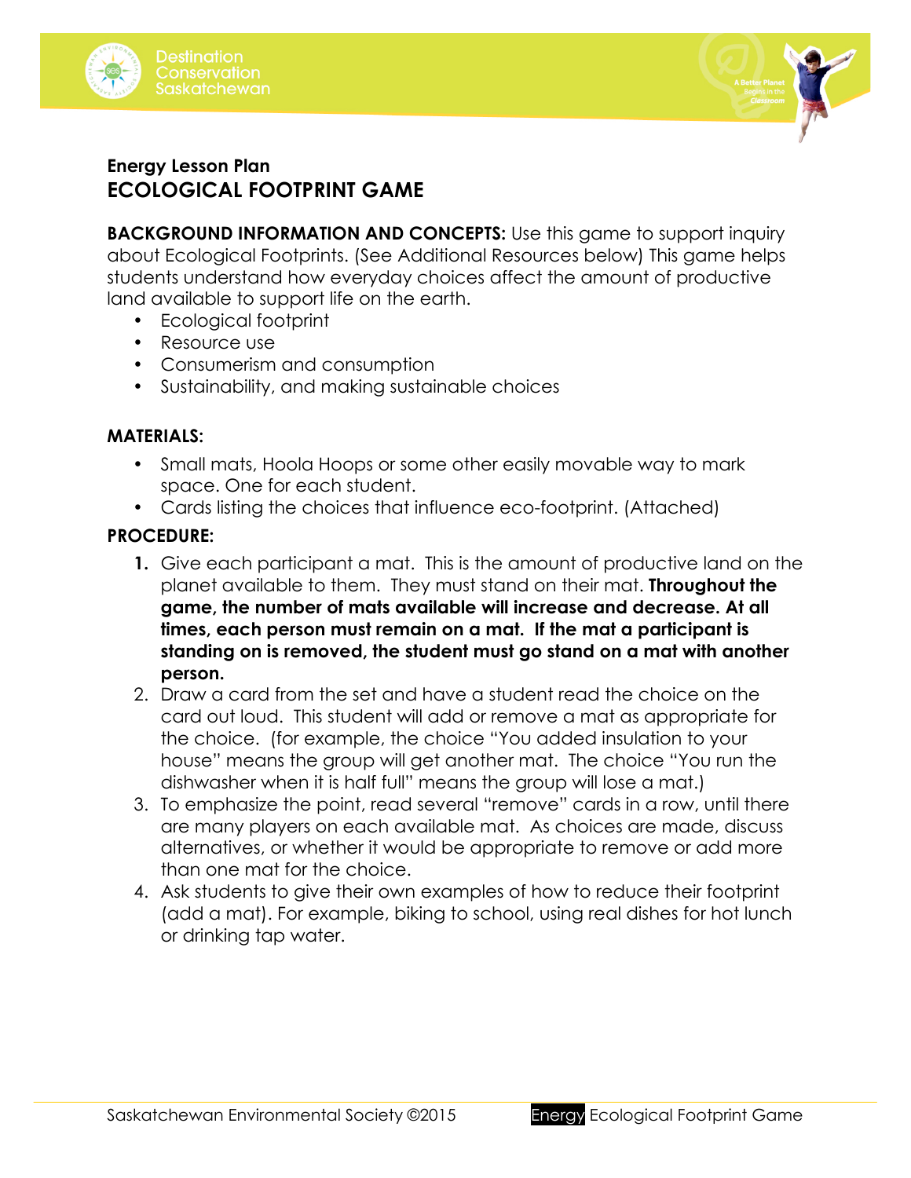Energy Lesson Plan

# ECOLOGICAL FOOTPRINT GAME

**BACKGROUND INFORMATION AND CONCEPTS:** Use this game to support inquiry about Ecological Footprints. (See Additional Resources below) This game helps students understand how everyday choices affect the amount of productive land available to support life on the earth.

- Ecological footprint
- Resource use
- Consumerism and consumption
- Sustainability, and making sustainable choices

**MATERIALS:**

- Small mats, Hoola Hoops or some other easily movable way to mark space. One for each student.
- Cards listing the choices that influence eco-footprint. (Attached)

**PROCEDURE:**

1. Give each participant a mat. This is the amount of productive land on the planet available to them. They must stand on their mat. **Throughout the game, the number of mats available will increase and decrease. At all times, each person must remain on a mat. If the mat a participant is standing on is removed, the student must go stand on a mat with another person.**
2. Draw a card from the set and have a student read the choice on the card out loud. This student will add or remove a mat as appropriate for the choice. (for example, the choice "You added insulation to your house" means the group will get another mat. The choice "You run the dishwasher when it is half full" means the group will lose a mat.)
3. To emphasize the point, read several "remove" cards in a row, until there are many players on each available mat. As choices are made, discuss alternatives, or whether it would be appropriate to remove or add more than one mat for the choice.
4. Ask students to give their own examples of how to reduce their footprint (add a mat). For example, biking to school, using real dishes for hot lunch or drinking tap water.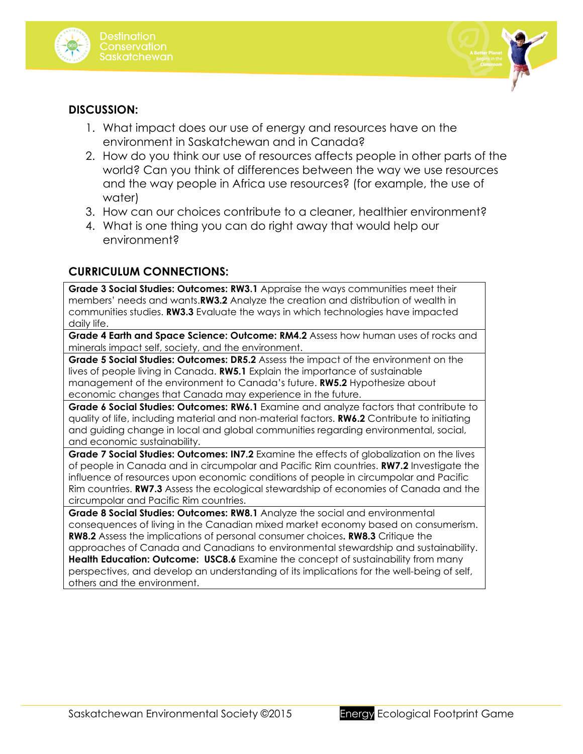## DISCUSSION:

1. What impact does our use of energy and resources have on the environment in Saskatchewan and in Canada?
2. How do you think our use of resources affects people in other parts of the world? Can you think of differences between the way we use resources and the way people in Africa use resources? (for example, the use of water)
3. How can our choices contribute to a cleaner, healthier environment?
4. What is one thing you can do right away that would help our environment?

## CURRICULUM CONNECTIONS:

| |
|---|
| **Grade 3 Social Studies: Outcomes: RW3.1** Appraise the ways communities meet their members' needs and wants.**RW3.2** Analyze the creation and distribution of wealth in communities studies. **RW3.3** Evaluate the ways in which technologies have impacted daily life. |
| **Grade 4 Earth and Space Science: Outcome: RM4.2** Assess how human uses of rocks and minerals impact self, society, and the environment. |
| **Grade 5 Social Studies: Outcomes: DR5.2** Assess the impact of the environment on the lives of people living in Canada. **RW5.1** Explain the importance of sustainable management of the environment to Canada's future. **RW5.2** Hypothesize about economic changes that Canada may experience in the future. |
| **Grade 6 Social Studies: Outcomes: RW6.1** Examine and analyze factors that contribute to quality of life, including material and non-material factors. **RW6.2** Contribute to initiating and guiding change in local and global communities regarding environmental, social, and economic sustainability. |
| **Grade 7 Social Studies: Outcomes: IN7.2** Examine the effects of globalization on the lives of people in Canada and in circumpolar and Pacific Rim countries. **RW7.2** Investigate the influence of resources upon economic conditions of people in circumpolar and Pacific Rim countries. **RW7.3** Assess the ecological stewardship of economies of Canada and the circumpolar and Pacific Rim countries. |
| **Grade 8 Social Studies: Outcomes: RW8.1** Analyze the social and environmental consequences of living in the Canadian mixed market economy based on consumerism. **RW8.2** Assess the implications of personal consumer choices**. RW8.3** Critique the approaches of Canada and Canadians to environmental stewardship and sustainability. **Health Education: Outcome: USC8.6** Examine the concept of sustainability from many perspectives, and develop an understanding of its implications for the well-being of self, others and the environment. |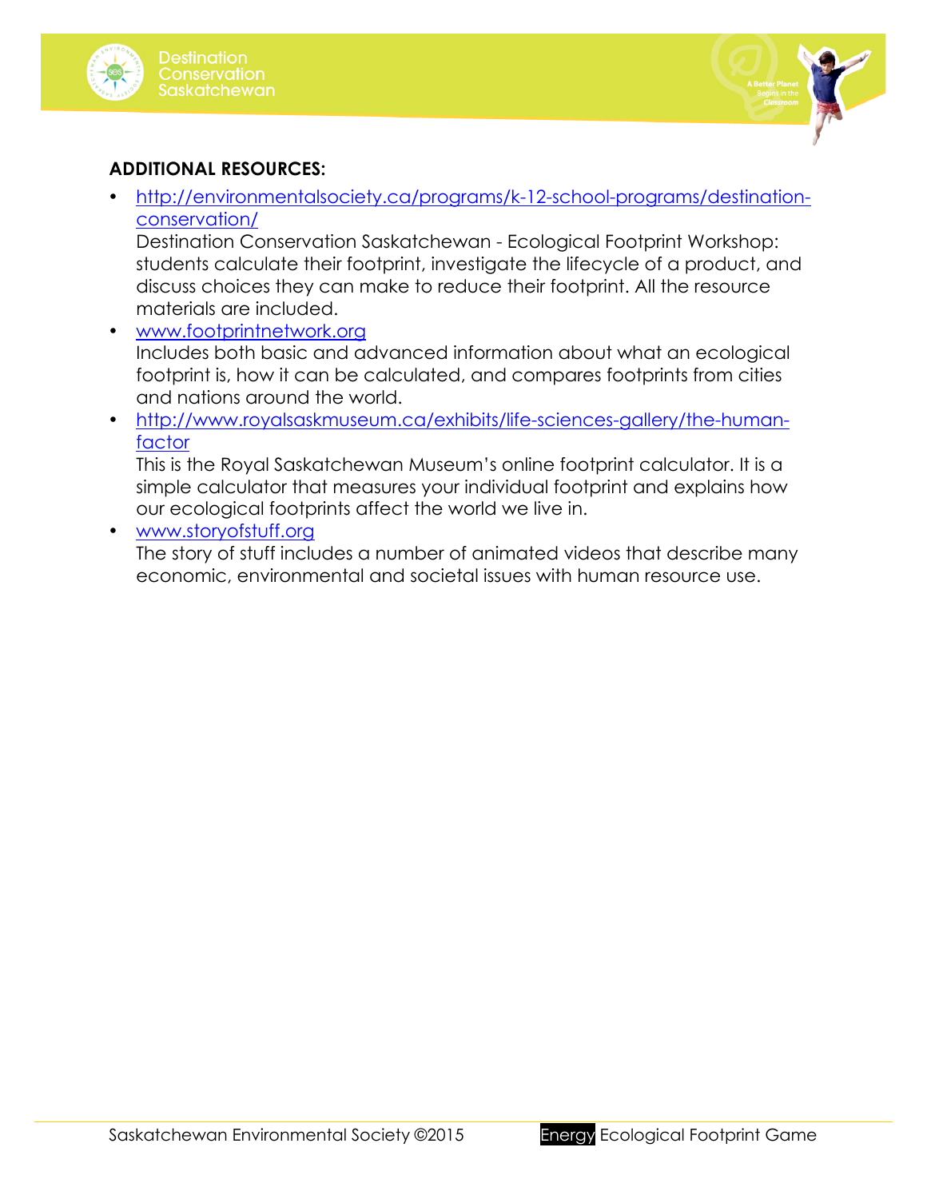**ADDITIONAL RESOURCES:**

- [http://environmentalsociety.ca/programs/k-12-school-programs/destination-conservation/](http://environmentalsociety.ca/programs/k-12-school-programs/destination-conservation/)
  Destination Conservation Saskatchewan - Ecological Footprint Workshop: students calculate their footprint, investigate the lifecycle of a product, and discuss choices they can make to reduce their footprint. All the resource materials are included.
- [www.footprintnetwork.org](http://www.footprintnetwork.org)
  Includes both basic and advanced information about what an ecological footprint is, how it can be calculated, and compares footprints from cities and nations around the world.
- [http://www.royalsaskmuseum.ca/exhibits/life-sciences-gallery/the-human-factor](http://www.royalsaskmuseum.ca/exhibits/life-sciences-gallery/the-human-factor)
  This is the Royal Saskatchewan Museum's online footprint calculator. It is a simple calculator that measures your individual footprint and explains how our ecological footprints affect the world we live in.
- [www.storyofstuff.org](http://www.storyofstuff.org)
  The story of stuff includes a number of animated videos that describe many economic, environmental and societal issues with human resource use.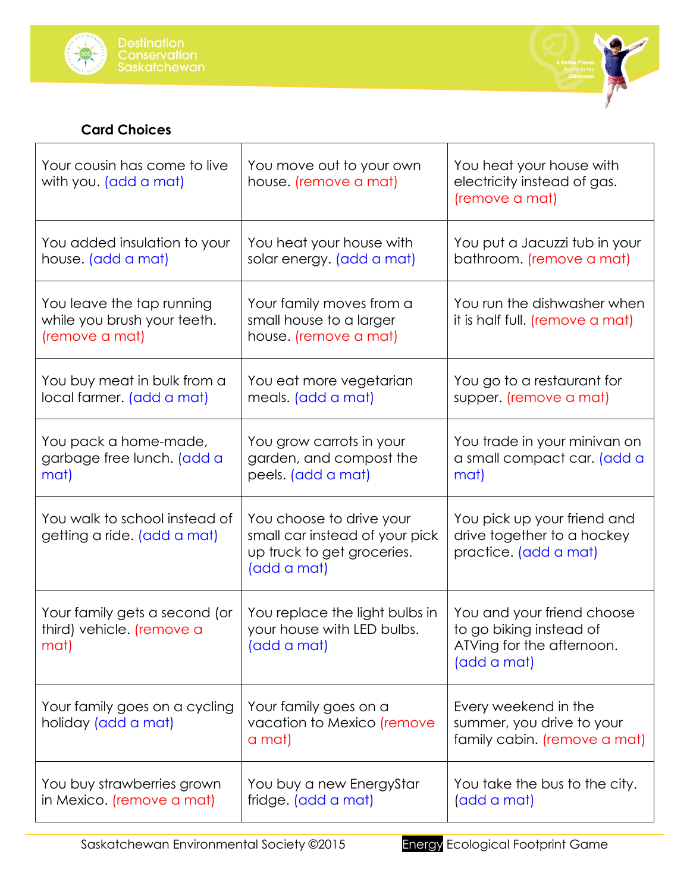**Card Choices**

| | | |
|---|---|---|
| Your cousin has come to live with you. (add a mat) | You move out to your own house. (remove a mat) | You heat your house with electricity instead of gas. (remove a mat) |
| You added insulation to your house. (add a mat) | You heat your house with solar energy. (add a mat) | You put a Jacuzzi tub in your bathroom. (remove a mat) |
| You leave the tap running while you brush your teeth. (remove a mat) | Your family moves from a small house to a larger house. (remove a mat) | You run the dishwasher when it is half full. (remove a mat) |
| You buy meat in bulk from a local farmer. (add a mat) | You eat more vegetarian meals. (add a mat) | You go to a restaurant for supper. (remove a mat) |
| You pack a home-made, garbage free lunch. (add a mat) | You grow carrots in your garden, and compost the peels. (add a mat) | You trade in your minivan on a small compact car. (add a mat) |
| You walk to school instead of getting a ride. (add a mat) | You choose to drive your small car instead of your pick up truck to get groceries. (add a mat) | You pick up your friend and drive together to a hockey practice. (add a mat) |
| Your family gets a second (or third) vehicle. (remove a mat) | You replace the light bulbs in your house with LED bulbs. (add a mat) | You and your friend choose to go biking instead of ATVing for the afternoon. (add a mat) |
| Your family goes on a cycling holiday (add a mat) | Your family goes on a vacation to Mexico (remove a mat) | Every weekend in the summer, you drive to your family cabin. (remove a mat) |
| You buy strawberries grown in Mexico. (remove a mat) | You buy a new EnergyStar fridge. (add a mat) | You take the bus to the city. (add a mat) |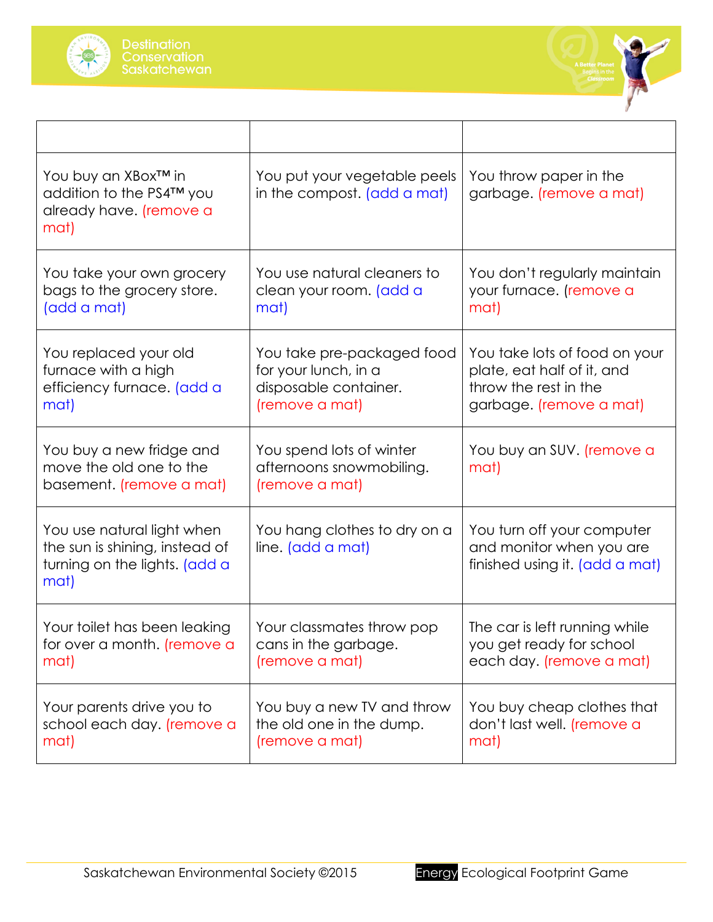| | | |
|---|---|---|
| You buy an XBox™ in addition to the PS4™ you already have. (remove a mat) | You put your vegetable peels in the compost. (add a mat) | You throw paper in the garbage. (remove a mat) |
| You take your own grocery bags to the grocery store. (add a mat) | You use natural cleaners to clean your room. (add a mat) | You don't regularly maintain your furnace. (remove a mat) |
| You replaced your old furnace with a high efficiency furnace. (add a mat) | You take pre-packaged food for your lunch, in a disposable container. (remove a mat) | You take lots of food on your plate, eat half of it, and throw the rest in the garbage. (remove a mat) |
| You buy a new fridge and move the old one to the basement. (remove a mat) | You spend lots of winter afternoons snowmobiling. (remove a mat) | You buy an SUV. (remove a mat) |
| You use natural light when the sun is shining, instead of turning on the lights. (add a mat) | You hang clothes to dry on a line. (add a mat) | You turn off your computer and monitor when you are finished using it. (add a mat) |
| Your toilet has been leaking for over a month. (remove a mat) | Your classmates throw pop cans in the garbage. (remove a mat) | The car is left running while you get ready for school each day. (remove a mat) |
| Your parents drive you to school each day. (remove a mat) | You buy a new TV and throw the old one in the dump. (remove a mat) | You buy cheap clothes that don't last well. (remove a mat) |